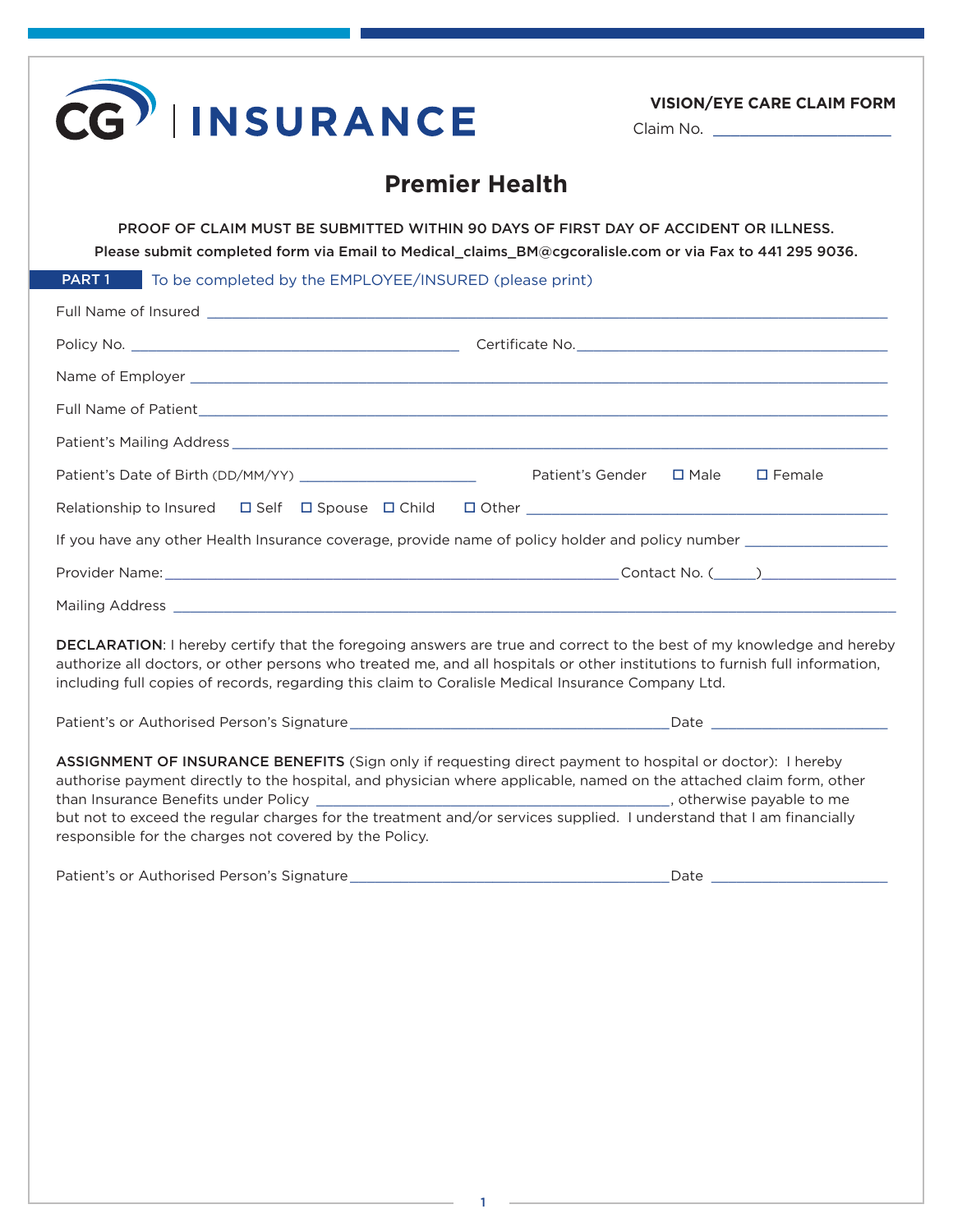CG | INSURANCE

**VISION/EYE CARE CLAIM FORM**

Claim No. ____________________

# Premier Health

**PROOF OF CLAIM MUST BE SUBMITTED WITHIN 90 DAYS OF FIRST DAY OF ACCIDENT OR ILLNESS.**

**Please submit completed form via Email to Medical_claims_BM@cgcoralisle.com or via Fax to 441 295 9036.**

## PART 1 To be completed by the EMPLOYEE/INSURED (please print)

Full Name of Insured ____________________________________________

Policy No. ______________________ Certificate No. ______________________

Name of Employer ____________________________________________

Full Name of Patient ____________________________________________

Patient's Mailing Address ____________________________________________

Patient's Date of Birth (DD/MM/YY) ____________________ Patient's Gender ☐ Male ☐ Female

Relationship to Insured ☐ Self ☐ Spouse ☐ Child ☐ Other ______________________

If you have any other Health Insurance coverage, provide name of policy holder and policy number ________________

Provider Name: ______________________________ Contact No. (_____)________________

Mailing Address ____________________________________________

**DECLARATION**: I hereby certify that the foregoing answers are true and correct to the best of my knowledge and hereby authorize all doctors, or other persons who treated me, and all hospitals or other institutions to furnish full information, including full copies of records, regarding this claim to Coralisle Medical Insurance Company Ltd.

Patient's or Authorised Person's Signature ______________________________ Date ____________________

**ASSIGNMENT OF INSURANCE BENEFITS** (Sign only if requesting direct payment to hospital or doctor): I hereby authorise payment directly to the hospital, and physician where applicable, named on the attached claim form, other than Insurance Benefits under Policy ______________________________, otherwise payable to me but not to exceed the regular charges for the treatment and/or services supplied. I understand that I am financially responsible for the charges not covered by the Policy.

Patient's or Authorised Person's Signature ______________________________ Date ____________________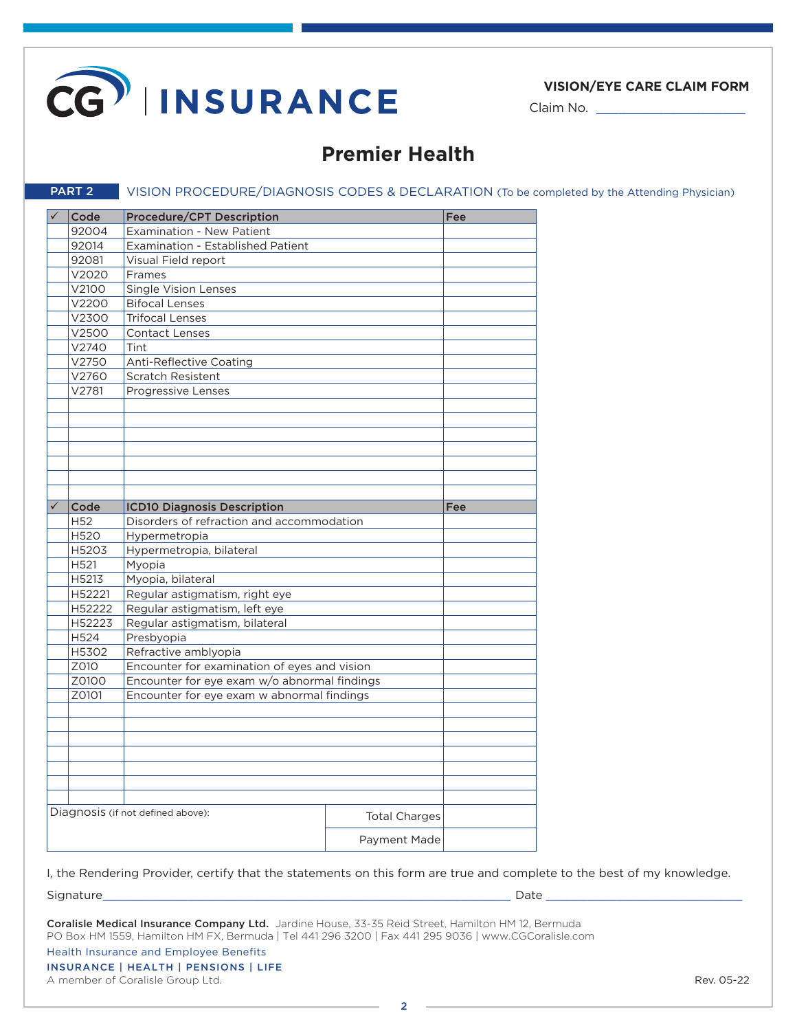# CG | INSURANCE

**VISION/EYE CARE CLAIM FORM**

Claim No. ____________________

## Premier Health

**PART 2** VISION PROCEDURE/DIAGNOSIS CODES & DECLARATION (To be completed by the Attending Physician)

| ✓ | Code | Procedure/CPT Description | Fee |
|---|---|---|---|
| | 92004 | Examination - New Patient | |
| | 92014 | Examination - Established Patient | |
| | 92081 | Visual Field report | |
| | V2020 | Frames | |
| | V2100 | Single Vision Lenses | |
| | V2200 | Bifocal Lenses | |
| | V2300 | Trifocal Lenses | |
| | V2500 | Contact Lenses | |
| | V2740 | Tint | |
| | V2750 | Anti-Reflective Coating | |
| | V2760 | Scratch Resistent | |
| | V2781 | Progressive Lenses | |
| | | | |
| | | | |
| | | | |
| | | | |
| | | | |
| | | | |
| | | | |

| ✓ | Code | ICD10 Diagnosis Description | Fee |
|---|---|---|---|
| | H52 | Disorders of refraction and accommodation | |
| | H520 | Hypermetropia | |
| | H5203 | Hypermetropia, bilateral | |
| | H521 | Myopia | |
| | H5213 | Myopia, bilateral | |
| | H52221 | Regular astigmatism, right eye | |
| | H52222 | Regular astigmatism, left eye | |
| | H52223 | Regular astigmatism, bilateral | |
| | H524 | Presbyopia | |
| | H5302 | Refractive amblyopia | |
| | Z010 | Encounter for examination of eyes and vision | |
| | Z0100 | Encounter for eye exam w/o abnormal findings | |
| | Z0101 | Encounter for eye exam w abnormal findings | |
| | | | |
| | | | |
| | | | |
| | | | |
| | | | |
| | | | |
| | | | |

| | | |
|---|---|---|
| Diagnosis (if not defined above): | Total Charges | |
| | Payment Made | |

I, the Rendering Provider, certify that the statements on this form are true and complete to the best of my knowledge.

Signature_______________________________________________ Date ________________________

**Coralisle Medical Insurance Company Ltd.** Jardine House, 33-35 Reid Street, Hamilton HM 12, Bermuda
PO Box HM 1559, Hamilton HM FX, Bermuda | Tel 441 296 3200 | Fax 441 295 9036 | www.CGCoralisle.com

Health Insurance and Employee Benefits

INSURANCE | HEALTH | PENSIONS | LIFE

A member of Coralisle Group Ltd.

Rev. 05-22